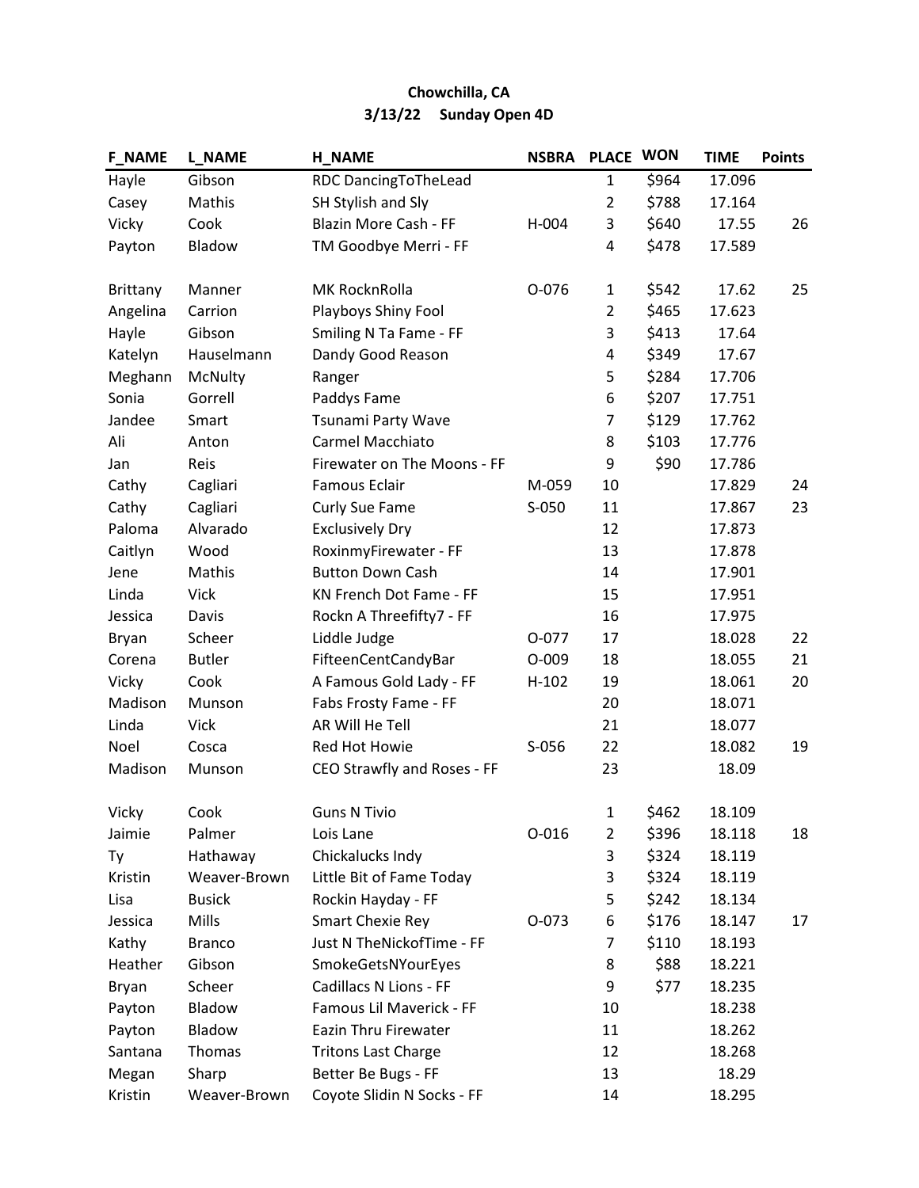**Chowchilla, CA**
**3/13/22 Sunday Open 4D**

| F_NAME | L_NAME | H_NAME | NSBRA | PLACE | WON | TIME | Points |
|---|---|---|---|---|---|---|---|
| Hayle | Gibson | RDC DancingToTheLead | | 1 | $964 | 17.096 | |
| Casey | Mathis | SH Stylish and Sly | | 2 | $788 | 17.164 | |
| Vicky | Cook | Blazin More Cash - FF | H-004 | 3 | $640 | 17.55 | 26 |
| Payton | Bladow | TM Goodbye Merri - FF | | 4 | $478 | 17.589 | |
| | | | | | | | |
| Brittany | Manner | MK RocknRolla | O-076 | 1 | $542 | 17.62 | 25 |
| Angelina | Carrion | Playboys Shiny Fool | | 2 | $465 | 17.623 | |
| Hayle | Gibson | Smiling N Ta Fame - FF | | 3 | $413 | 17.64 | |
| Katelyn | Hauselmann | Dandy Good Reason | | 4 | $349 | 17.67 | |
| Meghann | McNulty | Ranger | | 5 | $284 | 17.706 | |
| Sonia | Gorrell | Paddys Fame | | 6 | $207 | 17.751 | |
| Jandee | Smart | Tsunami Party Wave | | 7 | $129 | 17.762 | |
| Ali | Anton | Carmel Macchiato | | 8 | $103 | 17.776 | |
| Jan | Reis | Firewater on The Moons - FF | | 9 | $90 | 17.786 | |
| Cathy | Cagliari | Famous Eclair | M-059 | 10 | | 17.829 | 24 |
| Cathy | Cagliari | Curly Sue Fame | S-050 | 11 | | 17.867 | 23 |
| Paloma | Alvarado | Exclusively Dry | | 12 | | 17.873 | |
| Caitlyn | Wood | RoxinmyFirewater - FF | | 13 | | 17.878 | |
| Jene | Mathis | Button Down Cash | | 14 | | 17.901 | |
| Linda | Vick | KN French Dot Fame - FF | | 15 | | 17.951 | |
| Jessica | Davis | Rockn A Threefifty7 - FF | | 16 | | 17.975 | |
| Bryan | Scheer | Liddle Judge | O-077 | 17 | | 18.028 | 22 |
| Corena | Butler | FifteenCentCandyBar | O-009 | 18 | | 18.055 | 21 |
| Vicky | Cook | A Famous Gold Lady - FF | H-102 | 19 | | 18.061 | 20 |
| Madison | Munson | Fabs Frosty Fame - FF | | 20 | | 18.071 | |
| Linda | Vick | AR Will He Tell | | 21 | | 18.077 | |
| Noel | Cosca | Red Hot Howie | S-056 | 22 | | 18.082 | 19 |
| Madison | Munson | CEO Strawfly and Roses - FF | | 23 | | 18.09 | |
| | | | | | | | |
| Vicky | Cook | Guns N Tivio | | 1 | $462 | 18.109 | |
| Jaimie | Palmer | Lois Lane | O-016 | 2 | $396 | 18.118 | 18 |
| Ty | Hathaway | Chickalucks Indy | | 3 | $324 | 18.119 | |
| Kristin | Weaver-Brown | Little Bit of Fame Today | | 3 | $324 | 18.119 | |
| Lisa | Busick | Rockin Hayday - FF | | 5 | $242 | 18.134 | |
| Jessica | Mills | Smart Chexie Rey | O-073 | 6 | $176 | 18.147 | 17 |
| Kathy | Branco | Just N TheNickofTime - FF | | 7 | $110 | 18.193 | |
| Heather | Gibson | SmokeGetsNYourEyes | | 8 | $88 | 18.221 | |
| Bryan | Scheer | Cadillacs N Lions - FF | | 9 | $77 | 18.235 | |
| Payton | Bladow | Famous Lil Maverick - FF | | 10 | | 18.238 | |
| Payton | Bladow | Eazin Thru Firewater | | 11 | | 18.262 | |
| Santana | Thomas | Tritons Last Charge | | 12 | | 18.268 | |
| Megan | Sharp | Better Be Bugs - FF | | 13 | | 18.29 | |
| Kristin | Weaver-Brown | Coyote Slidin N Socks - FF | | 14 | | 18.295 | |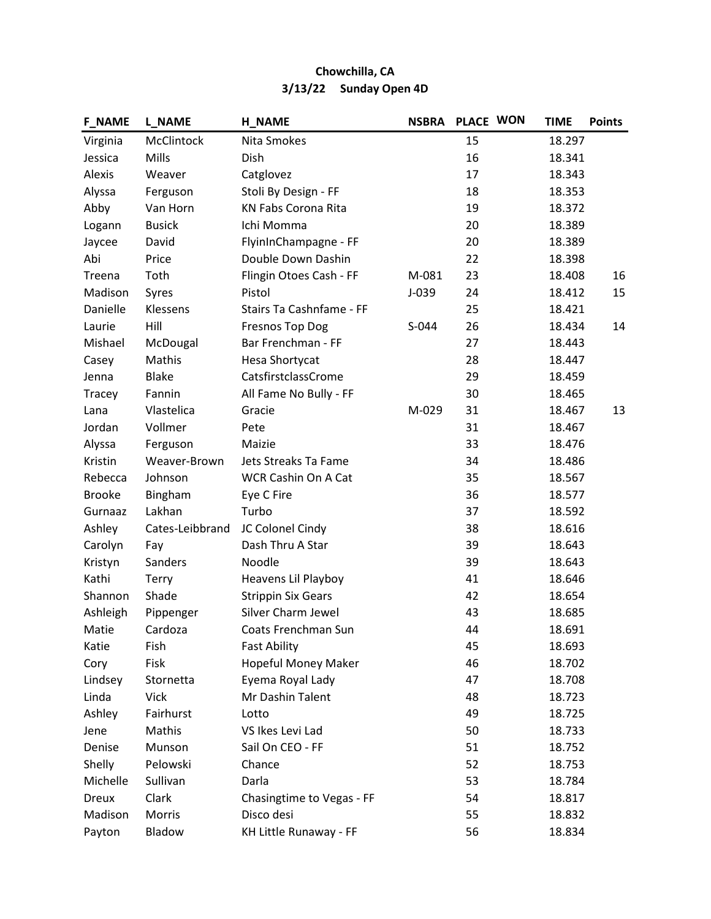**Chowchilla, CA**
**3/13/22 Sunday Open 4D**

| F_NAME | L_NAME | H_NAME | NSBRA | PLACE | WON | TIME | Points |
|---|---|---|---|---|---|---|---|
| Virginia | McClintock | Nita Smokes | | 15 | | 18.297 | |
| Jessica | Mills | Dish | | 16 | | 18.341 | |
| Alexis | Weaver | Catglovez | | 17 | | 18.343 | |
| Alyssa | Ferguson | Stoli By Design - FF | | 18 | | 18.353 | |
| Abby | Van Horn | KN Fabs Corona Rita | | 19 | | 18.372 | |
| Logann | Busick | Ichi Momma | | 20 | | 18.389 | |
| Jaycee | David | FlyinInChampagne - FF | | 20 | | 18.389 | |
| Abi | Price | Double Down Dashin | | 22 | | 18.398 | |
| Treena | Toth | Flingin Otoes Cash - FF | M-081 | 23 | | 18.408 | 16 |
| Madison | Syres | Pistol | J-039 | 24 | | 18.412 | 15 |
| Danielle | Klessens | Stairs Ta Cashnfame - FF | | 25 | | 18.421 | |
| Laurie | Hill | Fresnos Top Dog | S-044 | 26 | | 18.434 | 14 |
| Mishael | McDougal | Bar Frenchman - FF | | 27 | | 18.443 | |
| Casey | Mathis | Hesa Shortycat | | 28 | | 18.447 | |
| Jenna | Blake | CatsfirstclassCrome | | 29 | | 18.459 | |
| Tracey | Fannin | All Fame No Bully - FF | | 30 | | 18.465 | |
| Lana | Vlastelica | Gracie | M-029 | 31 | | 18.467 | 13 |
| Jordan | Vollmer | Pete | | 31 | | 18.467 | |
| Alyssa | Ferguson | Maizie | | 33 | | 18.476 | |
| Kristin | Weaver-Brown | Jets Streaks Ta Fame | | 34 | | 18.486 | |
| Rebecca | Johnson | WCR Cashin On A Cat | | 35 | | 18.567 | |
| Brooke | Bingham | Eye C Fire | | 36 | | 18.577 | |
| Gurnaaz | Lakhan | Turbo | | 37 | | 18.592 | |
| Ashley | Cates-Leibbrand | JC Colonel Cindy | | 38 | | 18.616 | |
| Carolyn | Fay | Dash Thru A Star | | 39 | | 18.643 | |
| Kristyn | Sanders | Noodle | | 39 | | 18.643 | |
| Kathi | Terry | Heavens Lil Playboy | | 41 | | 18.646 | |
| Shannon | Shade | Strippin Six Gears | | 42 | | 18.654 | |
| Ashleigh | Pippenger | Silver Charm Jewel | | 43 | | 18.685 | |
| Matie | Cardoza | Coats Frenchman Sun | | 44 | | 18.691 | |
| Katie | Fish | Fast Ability | | 45 | | 18.693 | |
| Cory | Fisk | Hopeful Money Maker | | 46 | | 18.702 | |
| Lindsey | Stornetta | Eyema Royal Lady | | 47 | | 18.708 | |
| Linda | Vick | Mr Dashin Talent | | 48 | | 18.723 | |
| Ashley | Fairhurst | Lotto | | 49 | | 18.725 | |
| Jene | Mathis | VS Ikes Levi Lad | | 50 | | 18.733 | |
| Denise | Munson | Sail On CEO - FF | | 51 | | 18.752 | |
| Shelly | Pelowski | Chance | | 52 | | 18.753 | |
| Michelle | Sullivan | Darla | | 53 | | 18.784 | |
| Dreux | Clark | Chasingtime to Vegas - FF | | 54 | | 18.817 | |
| Madison | Morris | Disco desi | | 55 | | 18.832 | |
| Payton | Bladow | KH Little Runaway - FF | | 56 | | 18.834 | |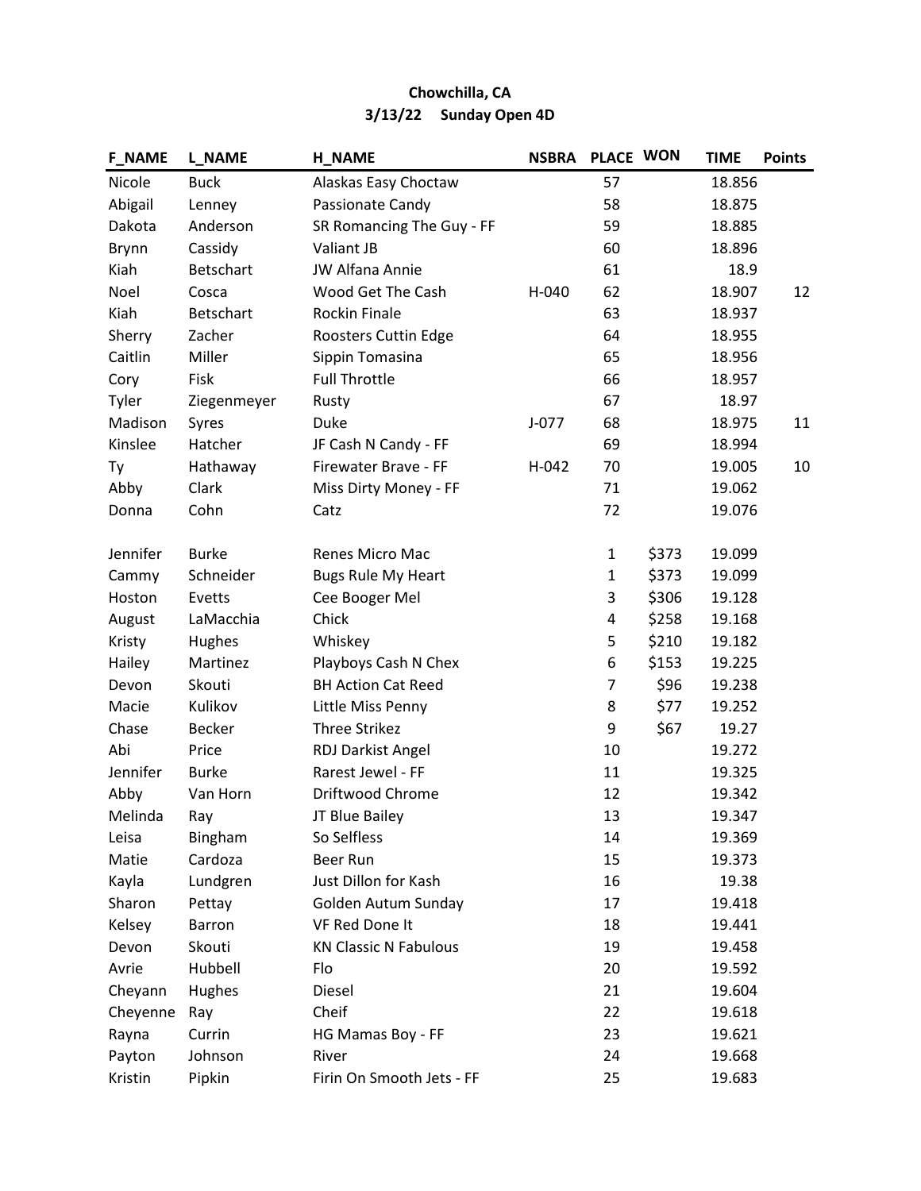**Chowchilla, CA**

**3/13/22 Sunday Open 4D**

| F_NAME | L_NAME | H_NAME | NSBRA | PLACE | WON | TIME | Points |
|---|---|---|---|---|---|---|---|
| Nicole | Buck | Alaskas Easy Choctaw | | 57 | | 18.856 | |
| Abigail | Lenney | Passionate Candy | | 58 | | 18.875 | |
| Dakota | Anderson | SR Romancing The Guy - FF | | 59 | | 18.885 | |
| Brynn | Cassidy | Valiant JB | | 60 | | 18.896 | |
| Kiah | Betschart | JW Alfana Annie | | 61 | | 18.9 | |
| Noel | Cosca | Wood Get The Cash | H-040 | 62 | | 18.907 | 12 |
| Kiah | Betschart | Rockin Finale | | 63 | | 18.937 | |
| Sherry | Zacher | Roosters Cuttin Edge | | 64 | | 18.955 | |
| Caitlin | Miller | Sippin Tomasina | | 65 | | 18.956 | |
| Cory | Fisk | Full Throttle | | 66 | | 18.957 | |
| Tyler | Ziegenmeyer | Rusty | | 67 | | 18.97 | |
| Madison | Syres | Duke | J-077 | 68 | | 18.975 | 11 |
| Kinslee | Hatcher | JF Cash N Candy - FF | | 69 | | 18.994 | |
| Ty | Hathaway | Firewater Brave - FF | H-042 | 70 | | 19.005 | 10 |
| Abby | Clark | Miss Dirty Money - FF | | 71 | | 19.062 | |
| Donna | Cohn | Catz | | 72 | | 19.076 | |
| | | | | | | | |
| Jennifer | Burke | Renes Micro Mac | | 1 | $373 | 19.099 | |
| Cammy | Schneider | Bugs Rule My Heart | | 1 | $373 | 19.099 | |
| Hoston | Evetts | Cee Booger Mel | | 3 | $306 | 19.128 | |
| August | LaMacchia | Chick | | 4 | $258 | 19.168 | |
| Kristy | Hughes | Whiskey | | 5 | $210 | 19.182 | |
| Hailey | Martinez | Playboys Cash N Chex | | 6 | $153 | 19.225 | |
| Devon | Skouti | BH Action Cat Reed | | 7 | $96 | 19.238 | |
| Macie | Kulikov | Little Miss Penny | | 8 | $77 | 19.252 | |
| Chase | Becker | Three Strikez | | 9 | $67 | 19.27 | |
| Abi | Price | RDJ Darkist Angel | | 10 | | 19.272 | |
| Jennifer | Burke | Rarest Jewel - FF | | 11 | | 19.325 | |
| Abby | Van Horn | Driftwood Chrome | | 12 | | 19.342 | |
| Melinda | Ray | JT Blue Bailey | | 13 | | 19.347 | |
| Leisa | Bingham | So Selfless | | 14 | | 19.369 | |
| Matie | Cardoza | Beer Run | | 15 | | 19.373 | |
| Kayla | Lundgren | Just Dillon for Kash | | 16 | | 19.38 | |
| Sharon | Pettay | Golden Autum Sunday | | 17 | | 19.418 | |
| Kelsey | Barron | VF Red Done It | | 18 | | 19.441 | |
| Devon | Skouti | KN Classic N Fabulous | | 19 | | 19.458 | |
| Avrie | Hubbell | Flo | | 20 | | 19.592 | |
| Cheyann | Hughes | Diesel | | 21 | | 19.604 | |
| Cheyenne | Ray | Cheif | | 22 | | 19.618 | |
| Rayna | Currin | HG Mamas Boy - FF | | 23 | | 19.621 | |
| Payton | Johnson | River | | 24 | | 19.668 | |
| Kristin | Pipkin | Firin On Smooth Jets - FF | | 25 | | 19.683 | |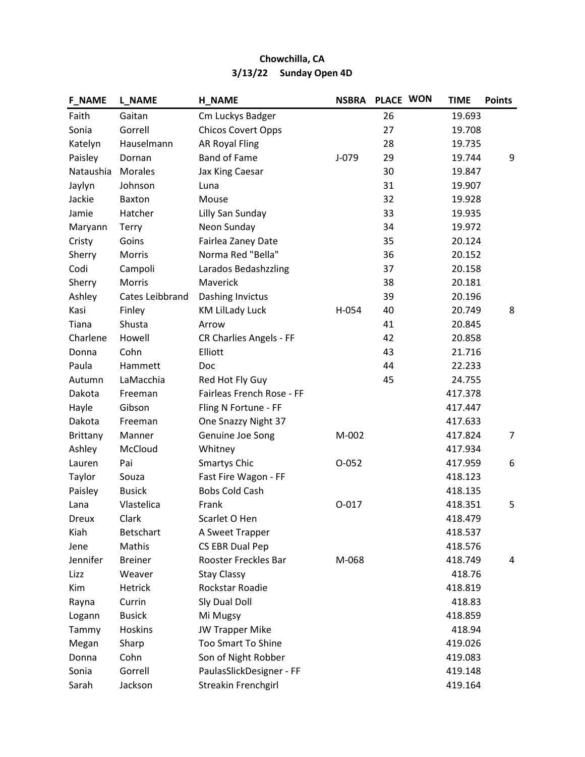**Chowchilla, CA**

**3/13/22 Sunday Open 4D**

| F_NAME | L_NAME | H_NAME | NSBRA | PLACE | WON | TIME | Points |
|---|---|---|---|---|---|---|---|
| Faith | Gaitan | Cm Luckys Badger | | 26 | | 19.693 | |
| Sonia | Gorrell | Chicos Covert Opps | | 27 | | 19.708 | |
| Katelyn | Hauselmann | AR Royal Fling | | 28 | | 19.735 | |
| Paisley | Dornan | Band of Fame | J-079 | 29 | | 19.744 | 9 |
| Nataushia | Morales | Jax King Caesar | | 30 | | 19.847 | |
| Jaylyn | Johnson | Luna | | 31 | | 19.907 | |
| Jackie | Baxton | Mouse | | 32 | | 19.928 | |
| Jamie | Hatcher | Lilly San Sunday | | 33 | | 19.935 | |
| Maryann | Terry | Neon Sunday | | 34 | | 19.972 | |
| Cristy | Goins | Fairlea Zaney Date | | 35 | | 20.124 | |
| Sherry | Morris | Norma Red "Bella" | | 36 | | 20.152 | |
| Codi | Campoli | Larados Bedashzzling | | 37 | | 20.158 | |
| Sherry | Morris | Maverick | | 38 | | 20.181 | |
| Ashley | Cates Leibbrand | Dashing Invictus | | 39 | | 20.196 | |
| Kasi | Finley | KM LilLady Luck | H-054 | 40 | | 20.749 | 8 |
| Tiana | Shusta | Arrow | | 41 | | 20.845 | |
| Charlene | Howell | CR Charlies Angels - FF | | 42 | | 20.858 | |
| Donna | Cohn | Elliott | | 43 | | 21.716 | |
| Paula | Hammett | Doc | | 44 | | 22.233 | |
| Autumn | LaMacchia | Red Hot Fly Guy | | 45 | | 24.755 | |
| Dakota | Freeman | Fairleas French Rose - FF | | | | 417.378 | |
| Hayle | Gibson | Fling N Fortune - FF | | | | 417.447 | |
| Dakota | Freeman | One Snazzy Night 37 | | | | 417.633 | |
| Brittany | Manner | Genuine Joe Song | M-002 | | | 417.824 | 7 |
| Ashley | McCloud | Whitney | | | | 417.934 | |
| Lauren | Pai | Smartys Chic | O-052 | | | 417.959 | 6 |
| Taylor | Souza | Fast Fire Wagon - FF | | | | 418.123 | |
| Paisley | Busick | Bobs Cold Cash | | | | 418.135 | |
| Lana | Vlastelica | Frank | O-017 | | | 418.351 | 5 |
| Dreux | Clark | Scarlet O Hen | | | | 418.479 | |
| Kiah | Betschart | A Sweet Trapper | | | | 418.537 | |
| Jene | Mathis | CS EBR Dual Pep | | | | 418.576 | |
| Jennifer | Breiner | Rooster Freckles Bar | M-068 | | | 418.749 | 4 |
| Lizz | Weaver | Stay Classy | | | | 418.76 | |
| Kim | Hetrick | Rockstar Roadie | | | | 418.819 | |
| Rayna | Currin | Sly Dual Doll | | | | 418.83 | |
| Logann | Busick | Mi Mugsy | | | | 418.859 | |
| Tammy | Hoskins | JW Trapper Mike | | | | 418.94 | |
| Megan | Sharp | Too Smart To Shine | | | | 419.026 | |
| Donna | Cohn | Son of Night Robber | | | | 419.083 | |
| Sonia | Gorrell | PaulasSlickDesigner - FF | | | | 419.148 | |
| Sarah | Jackson | Streakin Frenchgirl | | | | 419.164 | |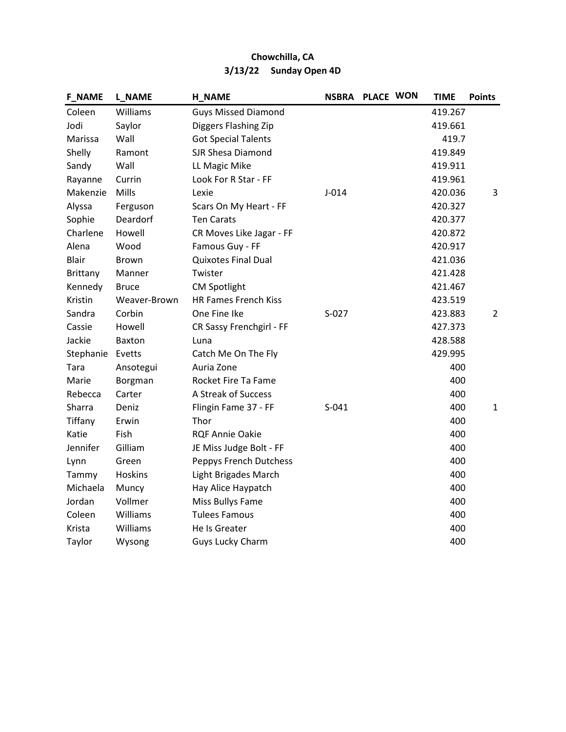**Chowchilla, CA**

**3/13/22 Sunday Open 4D**

| F_NAME | L_NAME | H_NAME | NSBRA | PLACE | WON | TIME | Points |
|---|---|---|---|---|---|---|---|
| Coleen | Williams | Guys Missed Diamond | | | | 419.267 | |
| Jodi | Saylor | Diggers Flashing Zip | | | | 419.661 | |
| Marissa | Wall | Got Special Talents | | | | 419.7 | |
| Shelly | Ramont | SJR Shesa Diamond | | | | 419.849 | |
| Sandy | Wall | LL Magic Mike | | | | 419.911 | |
| Rayanne | Currin | Look For R Star - FF | | | | 419.961 | |
| Makenzie | Mills | Lexie | J-014 | | | 420.036 | 3 |
| Alyssa | Ferguson | Scars On My Heart - FF | | | | 420.327 | |
| Sophie | Deardorf | Ten Carats | | | | 420.377 | |
| Charlene | Howell | CR Moves Like Jagar - FF | | | | 420.872 | |
| Alena | Wood | Famous Guy - FF | | | | 420.917 | |
| Blair | Brown | Quixotes Final Dual | | | | 421.036 | |
| Brittany | Manner | Twister | | | | 421.428 | |
| Kennedy | Bruce | CM Spotlight | | | | 421.467 | |
| Kristin | Weaver-Brown | HR Fames French Kiss | | | | 423.519 | |
| Sandra | Corbin | One Fine Ike | S-027 | | | 423.883 | 2 |
| Cassie | Howell | CR Sassy Frenchgirl - FF | | | | 427.373 | |
| Jackie | Baxton | Luna | | | | 428.588 | |
| Stephanie | Evetts | Catch Me On The Fly | | | | 429.995 | |
| Tara | Ansotegui | Auria Zone | | | | 400 | |
| Marie | Borgman | Rocket Fire Ta Fame | | | | 400 | |
| Rebecca | Carter | A Streak of Success | | | | 400 | |
| Sharra | Deniz | Flingin Fame 37 - FF | S-041 | | | 400 | 1 |
| Tiffany | Erwin | Thor | | | | 400 | |
| Katie | Fish | RQF Annie Oakie | | | | 400 | |
| Jennifer | Gilliam | JE Miss Judge Bolt - FF | | | | 400 | |
| Lynn | Green | Peppys French Dutchess | | | | 400 | |
| Tammy | Hoskins | Light Brigades March | | | | 400 | |
| Michaela | Muncy | Hay Alice Haypatch | | | | 400 | |
| Jordan | Vollmer | Miss Bullys Fame | | | | 400 | |
| Coleen | Williams | Tulees Famous | | | | 400 | |
| Krista | Williams | He Is Greater | | | | 400 | |
| Taylor | Wysong | Guys Lucky Charm | | | | 400 | |